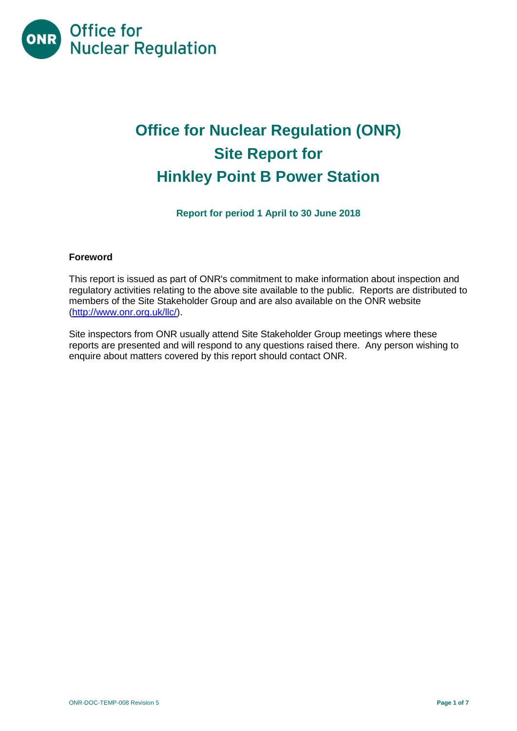Office for Nuclear Regulation

# Office for Nuclear Regulation (ONR) Site Report for Hinkley Point B Power Station

**Report for period 1 April to 30 June 2018**

**Foreword**

This report is issued as part of ONR's commitment to make information about inspection and regulatory activities relating to the above site available to the public. Reports are distributed to members of the Site Stakeholder Group and are also available on the ONR website (http://www.onr.org.uk/llc/).

Site inspectors from ONR usually attend Site Stakeholder Group meetings where these reports are presented and will respond to any questions raised there. Any person wishing to enquire about matters covered by this report should contact ONR.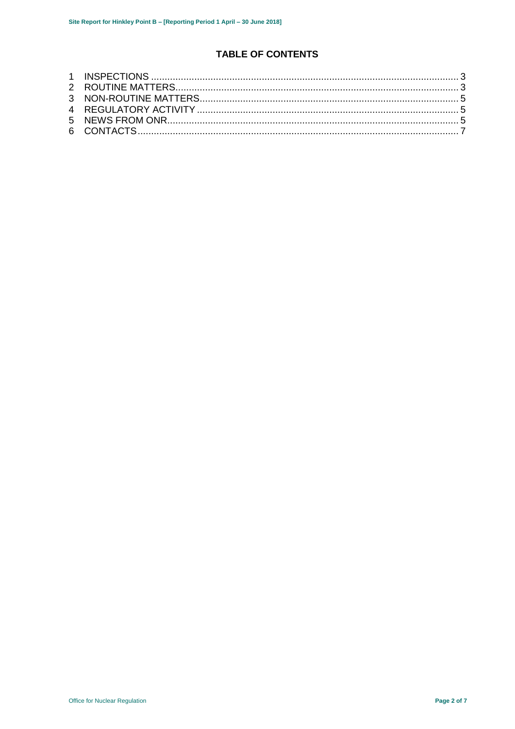## TABLE OF CONTENTS

1 INSPECTIONS ........................................................................................................ 3
2 ROUTINE MATTERS............................................................................................... 3
3 NON-ROUTINE MATTERS...................................................................................... 5
4 REGULATORY ACTIVITY ....................................................................................... 5
5 NEWS FROM ONR.................................................................................................. 5
6 CONTACTS.............................................................................................................. 7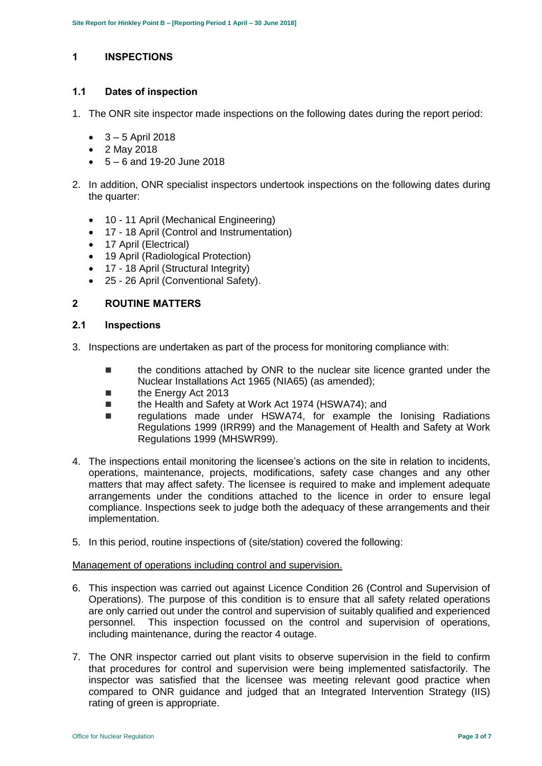## 1 INSPECTIONS

### 1.1 Dates of inspection

1. The ONR site inspector made inspections on the following dates during the report period:

   - 3 – 5 April 2018
   - 2 May 2018
   - 5 – 6 and 19-20 June 2018

2. In addition, ONR specialist inspectors undertook inspections on the following dates during the quarter:

   - 10 - 11 April (Mechanical Engineering)
   - 17 - 18 April (Control and Instrumentation)
   - 17 April (Electrical)
   - 19 April (Radiological Protection)
   - 17 - 18 April (Structural Integrity)
   - 25 - 26 April (Conventional Safety).

## 2 ROUTINE MATTERS

### 2.1 Inspections

3. Inspections are undertaken as part of the process for monitoring compliance with:

   - the conditions attached by ONR to the nuclear site licence granted under the Nuclear Installations Act 1965 (NIA65) (as amended);
   - the Energy Act 2013
   - the Health and Safety at Work Act 1974 (HSWA74); and
   - regulations made under HSWA74, for example the Ionising Radiations Regulations 1999 (IRR99) and the Management of Health and Safety at Work Regulations 1999 (MHSWR99).

4. The inspections entail monitoring the licensee's actions on the site in relation to incidents, operations, maintenance, projects, modifications, safety case changes and any other matters that may affect safety. The licensee is required to make and implement adequate arrangements under the conditions attached to the licence in order to ensure legal compliance. Inspections seek to judge both the adequacy of these arrangements and their implementation.

5. In this period, routine inspections of (site/station) covered the following:

Management of operations including control and supervision.

6. This inspection was carried out against Licence Condition 26 (Control and Supervision of Operations). The purpose of this condition is to ensure that all safety related operations are only carried out under the control and supervision of suitably qualified and experienced personnel. This inspection focussed on the control and supervision of operations, including maintenance, during the reactor 4 outage.

7. The ONR inspector carried out plant visits to observe supervision in the field to confirm that procedures for control and supervision were being implemented satisfactorily. The inspector was satisfied that the licensee was meeting relevant good practice when compared to ONR guidance and judged that an Integrated Intervention Strategy (IIS) rating of green is appropriate.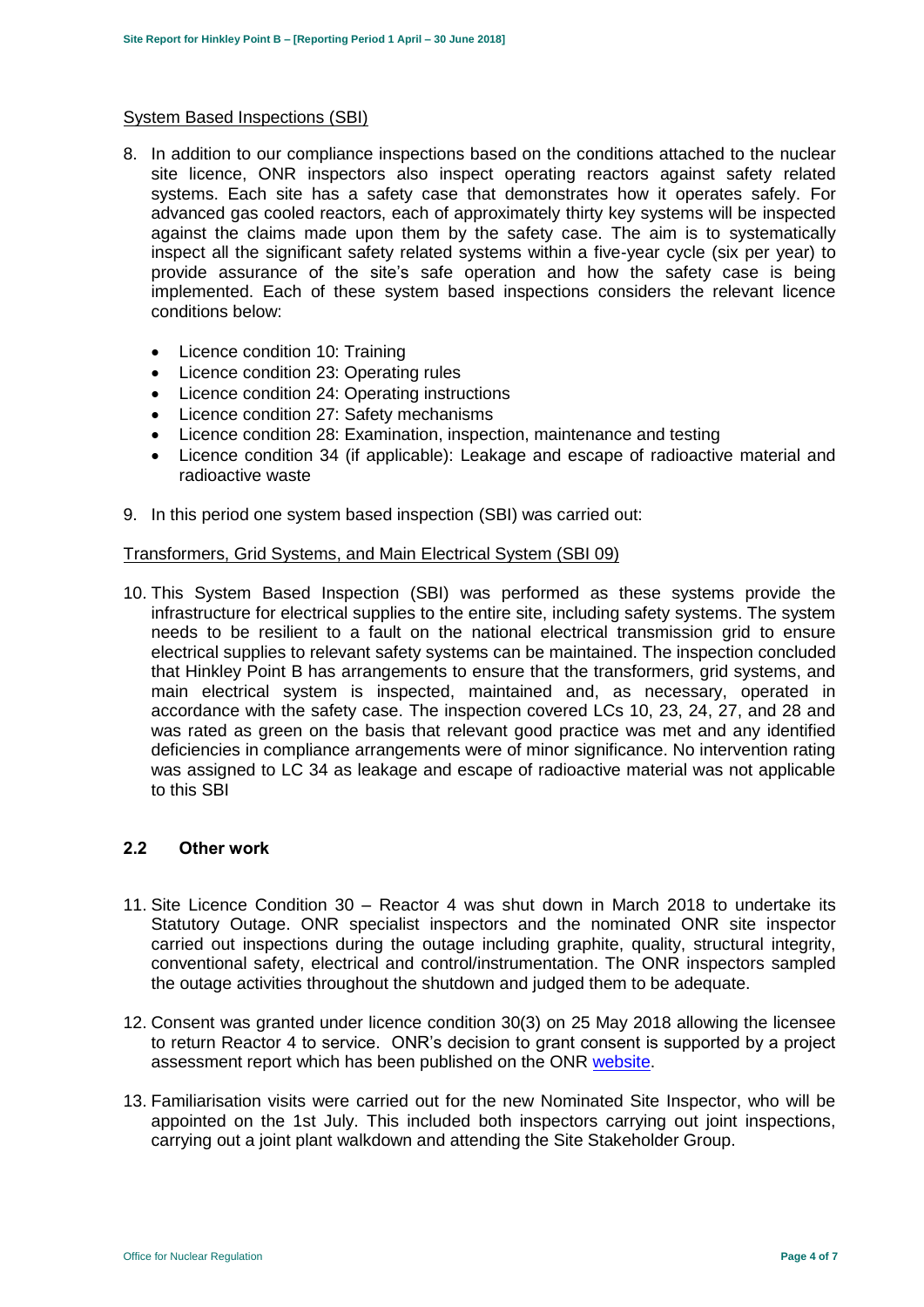System Based Inspections (SBI)

8. In addition to our compliance inspections based on the conditions attached to the nuclear site licence, ONR inspectors also inspect operating reactors against safety related systems. Each site has a safety case that demonstrates how it operates safely. For advanced gas cooled reactors, each of approximately thirty key systems will be inspected against the claims made upon them by the safety case. The aim is to systematically inspect all the significant safety related systems within a five-year cycle (six per year) to provide assurance of the site's safe operation and how the safety case is being implemented. Each of these system based inspections considers the relevant licence conditions below:

   - Licence condition 10: Training
   - Licence condition 23: Operating rules
   - Licence condition 24: Operating instructions
   - Licence condition 27: Safety mechanisms
   - Licence condition 28: Examination, inspection, maintenance and testing
   - Licence condition 34 (if applicable): Leakage and escape of radioactive material and radioactive waste

9. In this period one system based inspection (SBI) was carried out:

Transformers, Grid Systems, and Main Electrical System (SBI 09)

10. This System Based Inspection (SBI) was performed as these systems provide the infrastructure for electrical supplies to the entire site, including safety systems. The system needs to be resilient to a fault on the national electrical transmission grid to ensure electrical supplies to relevant safety systems can be maintained. The inspection concluded that Hinkley Point B has arrangements to ensure that the transformers, grid systems, and main electrical system is inspected, maintained and, as necessary, operated in accordance with the safety case. The inspection covered LCs 10, 23, 24, 27, and 28 and was rated as green on the basis that relevant good practice was met and any identified deficiencies in compliance arrangements were of minor significance. No intervention rating was assigned to LC 34 as leakage and escape of radioactive material was not applicable to this SBI

## 2.2 Other work

11. Site Licence Condition 30 – Reactor 4 was shut down in March 2018 to undertake its Statutory Outage. ONR specialist inspectors and the nominated ONR site inspector carried out inspections during the outage including graphite, quality, structural integrity, conventional safety, electrical and control/instrumentation. The ONR inspectors sampled the outage activities throughout the shutdown and judged them to be adequate.

12. Consent was granted under licence condition 30(3) on 25 May 2018 allowing the licensee to return Reactor 4 to service. ONR's decision to grant consent is supported by a project assessment report which has been published on the ONR website.

13. Familiarisation visits were carried out for the new Nominated Site Inspector, who will be appointed on the 1st July. This included both inspectors carrying out joint inspections, carrying out a joint plant walkdown and attending the Site Stakeholder Group.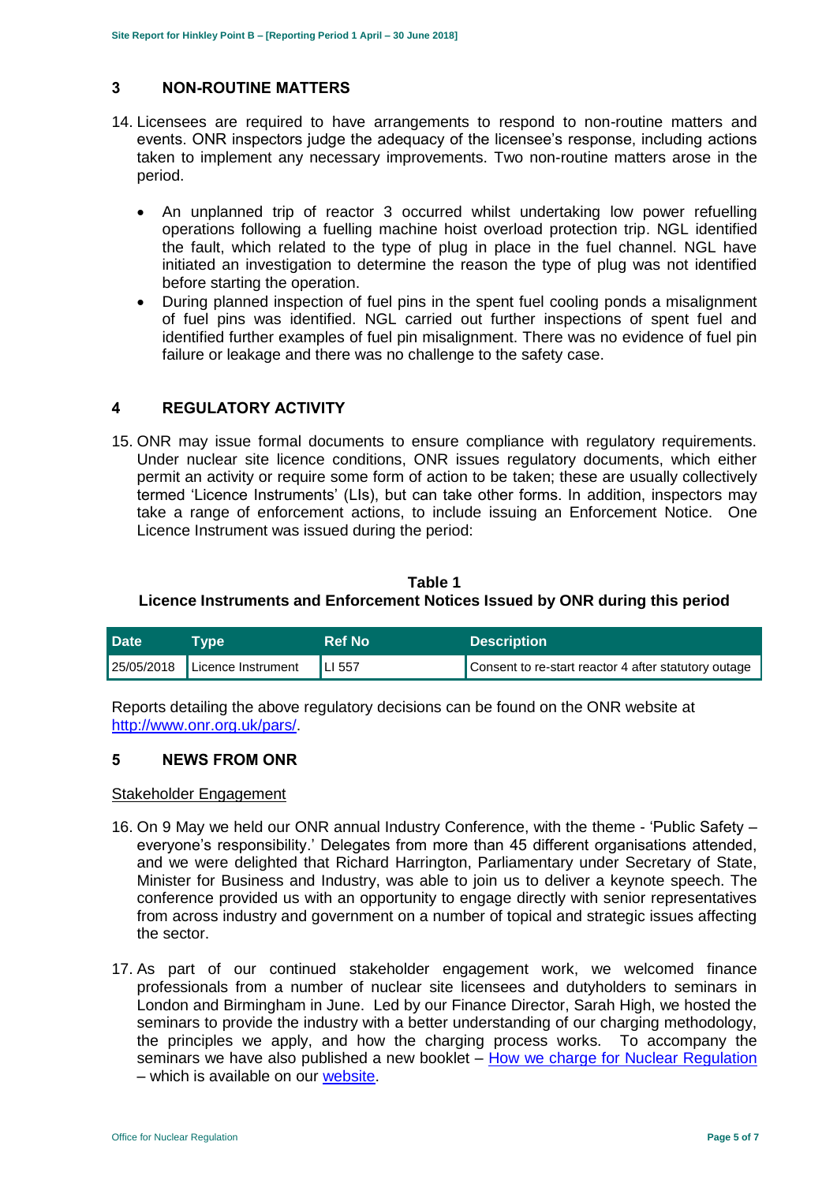## 3 NON-ROUTINE MATTERS

14. Licensees are required to have arrangements to respond to non-routine matters and events. ONR inspectors judge the adequacy of the licensee's response, including actions taken to implement any necessary improvements. Two non-routine matters arose in the period.

- An unplanned trip of reactor 3 occurred whilst undertaking low power refuelling operations following a fuelling machine hoist overload protection trip. NGL identified the fault, which related to the type of plug in place in the fuel channel. NGL have initiated an investigation to determine the reason the type of plug was not identified before starting the operation.
- During planned inspection of fuel pins in the spent fuel cooling ponds a misalignment of fuel pins was identified. NGL carried out further inspections of spent fuel and identified further examples of fuel pin misalignment. There was no evidence of fuel pin failure or leakage and there was no challenge to the safety case.

## 4 REGULATORY ACTIVITY

15. ONR may issue formal documents to ensure compliance with regulatory requirements. Under nuclear site licence conditions, ONR issues regulatory documents, which either permit an activity or require some form of action to be taken; these are usually collectively termed 'Licence Instruments' (LIs), but can take other forms. In addition, inspectors may take a range of enforcement actions, to include issuing an Enforcement Notice. One Licence Instrument was issued during the period:

**Table 1**
**Licence Instruments and Enforcement Notices Issued by ONR during this period**

| Date | Type | Ref No | Description |
|---|---|---|---|
| 25/05/2018 | Licence Instrument | LI 557 | Consent to re-start reactor 4 after statutory outage |

Reports detailing the above regulatory decisions can be found on the ONR website at http://www.onr.org.uk/pars/.

## 5 NEWS FROM ONR

Stakeholder Engagement

16. On 9 May we held our ONR annual Industry Conference, with the theme - 'Public Safety – everyone's responsibility.' Delegates from more than 45 different organisations attended, and we were delighted that Richard Harrington, Parliamentary under Secretary of State, Minister for Business and Industry, was able to join us to deliver a keynote speech. The conference provided us with an opportunity to engage directly with senior representatives from across industry and government on a number of topical and strategic issues affecting the sector.

17. As part of our continued stakeholder engagement work, we welcomed finance professionals from a number of nuclear site licensees and dutyholders to seminars in London and Birmingham in June. Led by our Finance Director, Sarah High, we hosted the seminars to provide the industry with a better understanding of our charging methodology, the principles we apply, and how the charging process works. To accompany the seminars we have also published a new booklet – How we charge for Nuclear Regulation – which is available on our website.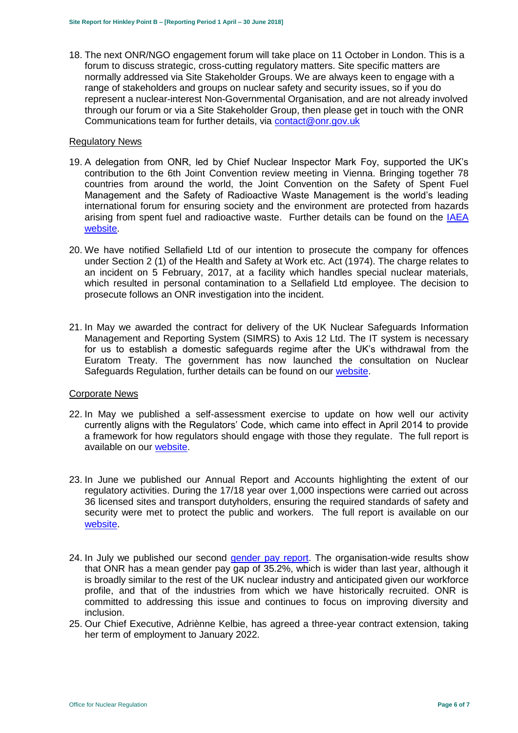18. The next ONR/NGO engagement forum will take place on 11 October in London. This is a forum to discuss strategic, cross-cutting regulatory matters. Site specific matters are normally addressed via Site Stakeholder Groups. We are always keen to engage with a range of stakeholders and groups on nuclear safety and security issues, so if you do represent a nuclear-interest Non-Governmental Organisation, and are not already involved through our forum or via a Site Stakeholder Group, then please get in touch with the ONR Communications team for further details, via [contact@onr.gov.uk](mailto:contact@onr.gov.uk)

## Regulatory News

19. A delegation from ONR, led by Chief Nuclear Inspector Mark Foy, supported the UK's contribution to the 6th Joint Convention review meeting in Vienna. Bringing together 78 countries from around the world, the Joint Convention on the Safety of Spent Fuel Management and the Safety of Radioactive Waste Management is the world's leading international forum for ensuring society and the environment are protected from hazards arising from spent fuel and radioactive waste. Further details can be found on the [IAEA website](#).

20. We have notified Sellafield Ltd of our intention to prosecute the company for offences under Section 2 (1) of the Health and Safety at Work etc. Act (1974). The charge relates to an incident on 5 February, 2017, at a facility which handles special nuclear materials, which resulted in personal contamination to a Sellafield Ltd employee. The decision to prosecute follows an ONR investigation into the incident.

21. In May we awarded the contract for delivery of the UK Nuclear Safeguards Information Management and Reporting System (SIMRS) to Axis 12 Ltd. The IT system is necessary for us to establish a domestic safeguards regime after the UK's withdrawal from the Euratom Treaty. The government has now launched the consultation on Nuclear Safeguards Regulation, further details can be found on our [website](#).

## Corporate News

22. In May we published a self-assessment exercise to update on how well our activity currently aligns with the Regulators' Code, which came into effect in April 2014 to provide a framework for how regulators should engage with those they regulate. The full report is available on our [website](#).

23. In June we published our Annual Report and Accounts highlighting the extent of our regulatory activities. During the 17/18 year over 1,000 inspections were carried out across 36 licensed sites and transport dutyholders, ensuring the required standards of safety and security were met to protect the public and workers. The full report is available on our [website](#).

24. In July we published our second [gender pay report](#). The organisation-wide results show that ONR has a mean gender pay gap of 35.2%, which is wider than last year, although it is broadly similar to the rest of the UK nuclear industry and anticipated given our workforce profile, and that of the industries from which we have historically recruited. ONR is committed to addressing this issue and continues to focus on improving diversity and inclusion.

25. Our Chief Executive, Adriènne Kelbie, has agreed a three-year contract extension, taking her term of employment to January 2022.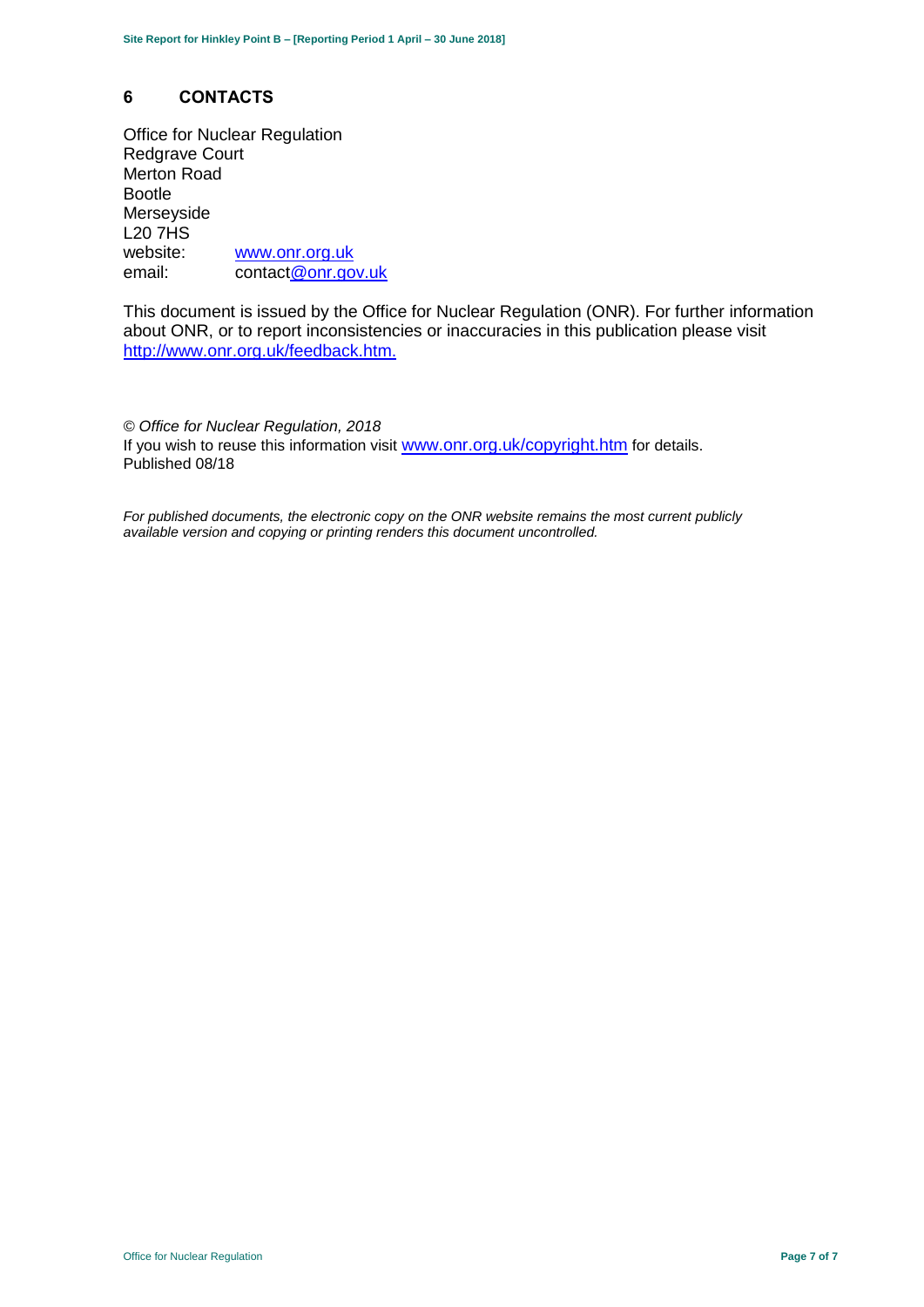## 6 CONTACTS

Office for Nuclear Regulation
Redgrave Court
Merton Road
Bootle
Merseyside
L20 7HS
website: www.onr.org.uk
email: contact@onr.gov.uk

This document is issued by the Office for Nuclear Regulation (ONR). For further information about ONR, or to report inconsistencies or inaccuracies in this publication please visit http://www.onr.org.uk/feedback.htm.

*© Office for Nuclear Regulation, 2018*
If you wish to reuse this information visit www.onr.org.uk/copyright.htm for details.
Published 08/18

*For published documents, the electronic copy on the ONR website remains the most current publicly available version and copying or printing renders this document uncontrolled.*